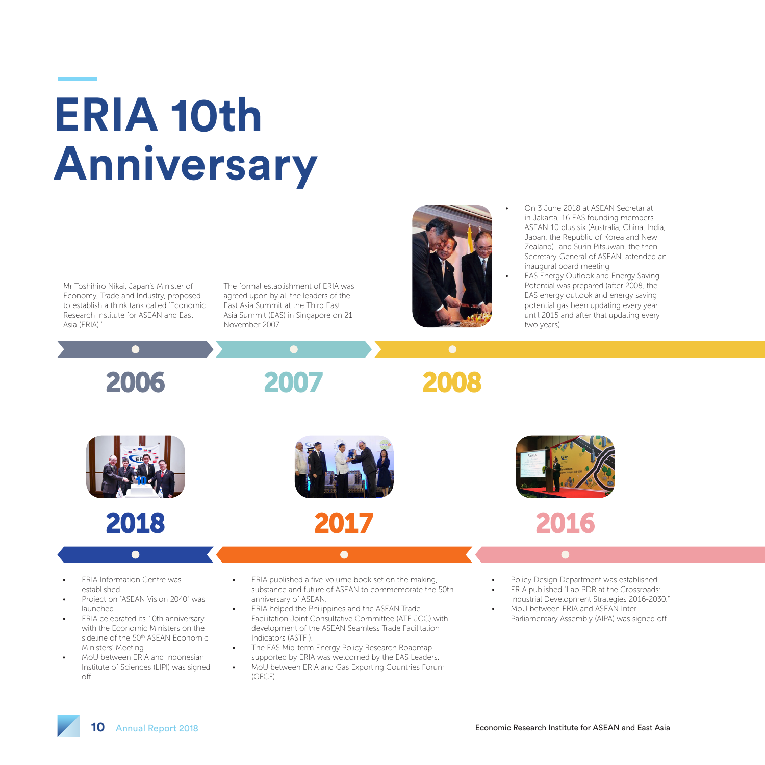# ERIA 10th Anniversary

## 2006

Mr Toshihiro Nikai, Japan's Minister of Economy, Trade and Industry, proposed to establish a think tank called 'Economic Research Institute for ASEAN and East Asia (ERIA).'

## 2007

The formal establishment of ERIA was agreed upon by all the leaders of the East Asia Summit at the Third East Asia Summit (EAS) in Singapore on 21 November 2007.

## 2008

- On 3 June 2018 at ASEAN Secretariat in Jakarta, 16 EAS founding members – ASEAN 10 plus six (Australia, China, India, Japan, the Republic of Korea and New Zealand)- and Surin Pitsuwan, the then Secretary-General of ASEAN, attended an inaugural board meeting.
- EAS Energy Outlook and Energy Saving Potential was prepared (after 2008, the EAS energy outlook and energy saving potential gas been updating every year until 2015 and after that updating every two years).

## 2016

- Policy Design Department was established.
- ERIA published "Lao PDR at the Crossroads: Industrial Development Strategies 2016-2030."
- MoU between ERIA and ASEAN Inter-Parliamentary Assembly (AIPA) was signed off.

## 2017

- ERIA published a five-volume book set on the making, substance and future of ASEAN to commemorate the 50th anniversary of ASEAN.
- ERIA helped the Philippines and the ASEAN Trade Facilitation Joint Consultative Committee (ATF-JCC) with development of the ASEAN Seamless Trade Facilitation Indicators (ASTFI).
- The EAS Mid-term Energy Policy Research Roadmap supported by ERIA was welcomed by the EAS Leaders.
- MoU between ERIA and Gas Exporting Countries Forum (GFCF)

## 2018

- ERIA Information Centre was established.
- Project on "ASEAN Vision 2040" was launched.
- ERIA celebrated its 10th anniversary with the Economic Ministers on the sideline of the 50th ASEAN Economic Ministers' Meeting.
- MoU between ERIA and Indonesian Institute of Sciences (LIPI) was signed off.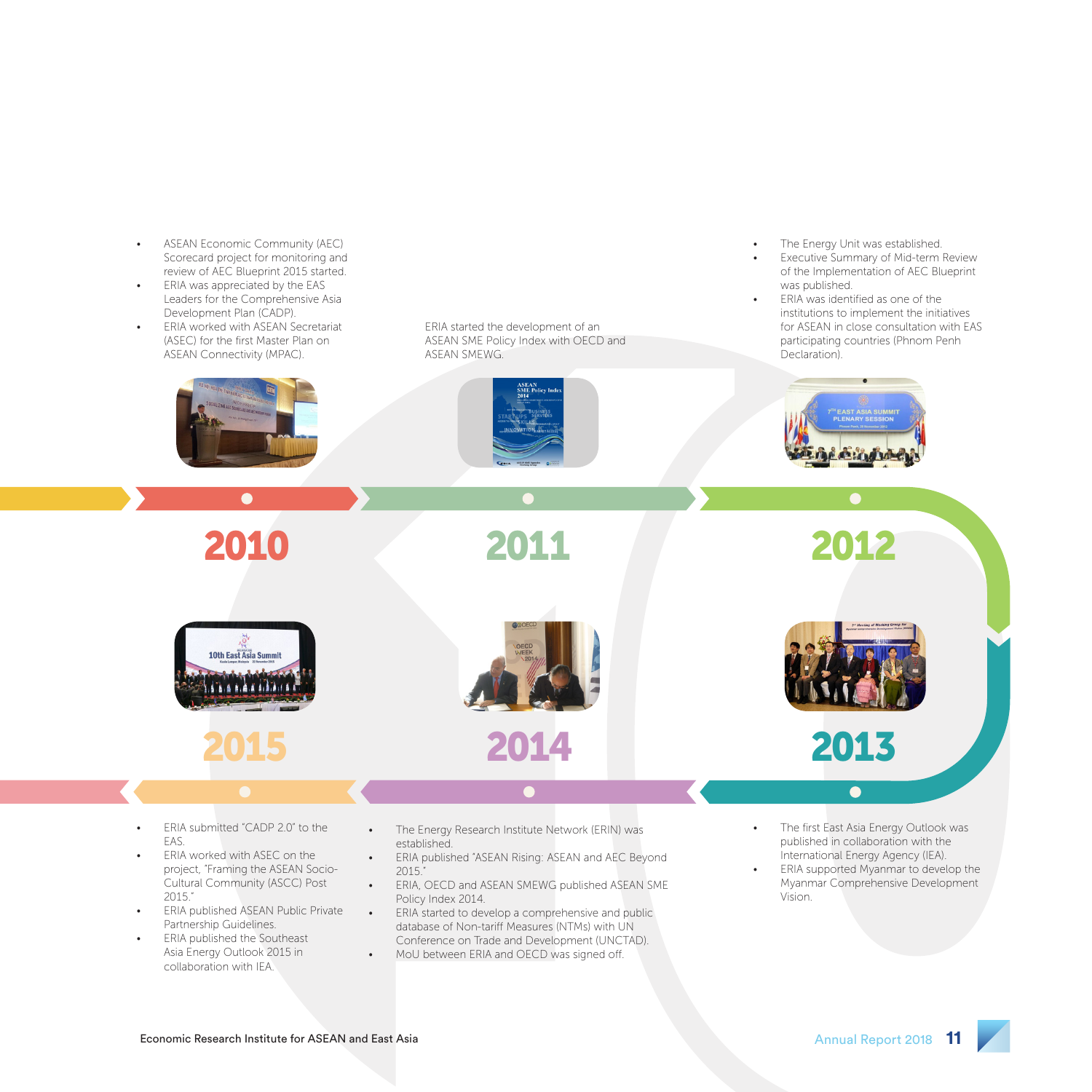## 2010

- ASEAN Economic Community (AEC) Scorecard project for monitoring and review of AEC Blueprint 2015 started.
- ERIA was appreciated by the EAS Leaders for the Comprehensive Asia Development Plan (CADP).
- ERIA worked with ASEAN Secretariat (ASEC) for the first Master Plan on ASEAN Connectivity (MPAC).

## 2011

ERIA started the development of an ASEAN SME Policy Index with OECD and ASEAN SMEWG.

## 2012

- The Energy Unit was established.
- Executive Summary of Mid-term Review of the Implementation of AEC Blueprint was published.
- ERIA was identified as one of the institutions to implement the initiatives for ASEAN in close consultation with EAS participating countries (Phnom Penh Declaration).

## 2013

- The first East Asia Energy Outlook was published in collaboration with the International Energy Agency (IEA).
- ERIA supported Myanmar to develop the Myanmar Comprehensive Development Vision.

## 2014

- The Energy Research Institute Network (ERIN) was established.
- ERIA published "ASEAN Rising: ASEAN and AEC Beyond 2015."
- ERIA, OECD and ASEAN SMEWG published ASEAN SME Policy Index 2014.
- ERIA started to develop a comprehensive and public database of Non-tariff Measures (NTMs) with UN Conference on Trade and Development (UNCTAD).
- MoU between ERIA and OECD was signed off.

## 2015

- ERIA submitted "CADP 2.0" to the EAS.
- ERIA worked with ASEC on the project, "Framing the ASEAN Socio-Cultural Community (ASCC) Post 2015."
- ERIA published ASEAN Public Private Partnership Guidelines.
- ERIA published the Southeast Asia Energy Outlook 2015 in collaboration with IEA.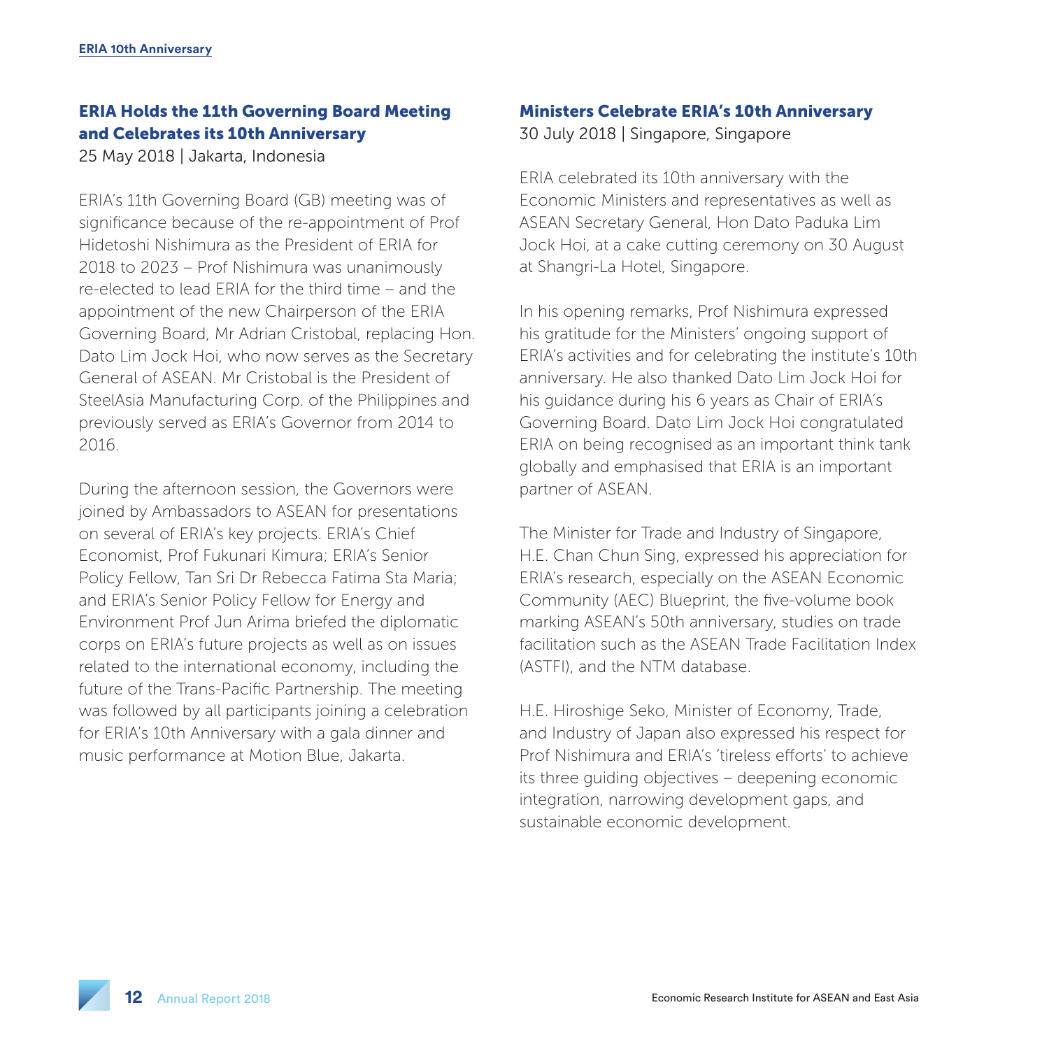## ERIA Holds the 11th Governing Board Meeting and Celebrates its 10th Anniversary

25 May 2018 | Jakarta, Indonesia

ERIA's 11th Governing Board (GB) meeting was of significance because of the re-appointment of Prof Hidetoshi Nishimura as the President of ERIA for 2018 to 2023 – Prof Nishimura was unanimously re-elected to lead ERIA for the third time – and the appointment of the new Chairperson of the ERIA Governing Board, Mr Adrian Cristobal, replacing Hon. Dato Lim Jock Hoi, who now serves as the Secretary General of ASEAN. Mr Cristobal is the President of SteelAsia Manufacturing Corp. of the Philippines and previously served as ERIA's Governor from 2014 to 2016.

During the afternoon session, the Governors were joined by Ambassadors to ASEAN for presentations on several of ERIA's key projects. ERIA's Chief Economist, Prof Fukunari Kimura; ERIA's Senior Policy Fellow, Tan Sri Dr Rebecca Fatima Sta Maria; and ERIA's Senior Policy Fellow for Energy and Environment Prof Jun Arima briefed the diplomatic corps on ERIA's future projects as well as on issues related to the international economy, including the future of the Trans-Pacific Partnership. The meeting was followed by all participants joining a celebration for ERIA's 10th Anniversary with a gala dinner and music performance at Motion Blue, Jakarta.

## Ministers Celebrate ERIA's 10th Anniversary

30 July 2018 | Singapore, Singapore

ERIA celebrated its 10th anniversary with the Economic Ministers and representatives as well as ASEAN Secretary General, Hon Dato Paduka Lim Jock Hoi, at a cake cutting ceremony on 30 August at Shangri-La Hotel, Singapore.

In his opening remarks, Prof Nishimura expressed his gratitude for the Ministers' ongoing support of ERIA's activities and for celebrating the institute's 10th anniversary. He also thanked Dato Lim Jock Hoi for his guidance during his 6 years as Chair of ERIA's Governing Board. Dato Lim Jock Hoi congratulated ERIA on being recognised as an important think tank globally and emphasised that ERIA is an important partner of ASEAN.

The Minister for Trade and Industry of Singapore, H.E. Chan Chun Sing, expressed his appreciation for ERIA's research, especially on the ASEAN Economic Community (AEC) Blueprint, the five-volume book marking ASEAN's 50th anniversary, studies on trade facilitation such as the ASEAN Trade Facilitation Index (ASTFI), and the NTM database.

H.E. Hiroshige Seko, Minister of Economy, Trade, and Industry of Japan also expressed his respect for Prof Nishimura and ERIA's 'tireless efforts' to achieve its three guiding objectives – deepening economic integration, narrowing development gaps, and sustainable economic development.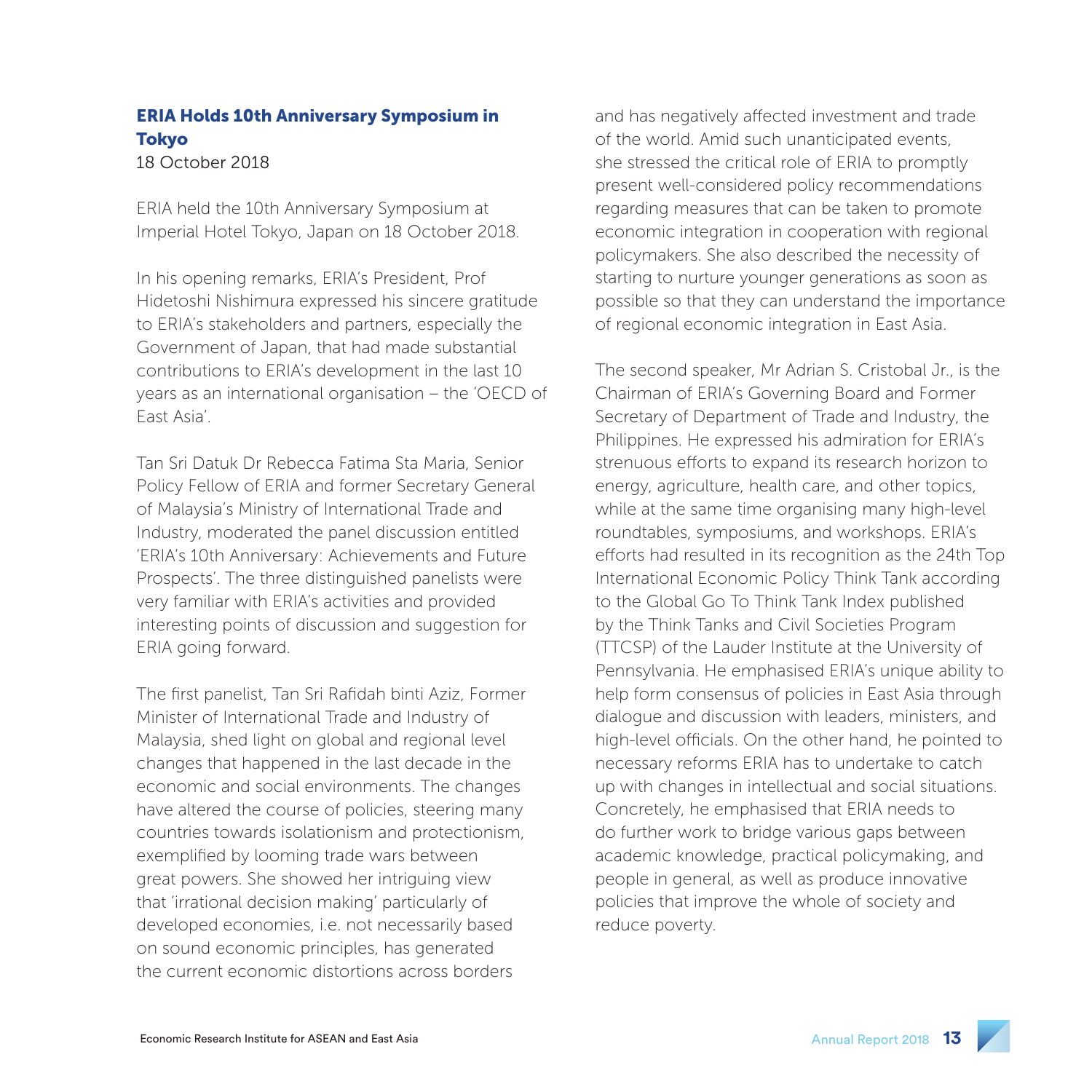## ERIA Holds 10th Anniversary Symposium in Tokyo

18 October 2018

ERIA held the 10th Anniversary Symposium at Imperial Hotel Tokyo, Japan on 18 October 2018.

In his opening remarks, ERIA's President, Prof Hidetoshi Nishimura expressed his sincere gratitude to ERIA's stakeholders and partners, especially the Government of Japan, that had made substantial contributions to ERIA's development in the last 10 years as an international organisation – the 'OECD of East Asia'.

Tan Sri Datuk Dr Rebecca Fatima Sta Maria, Senior Policy Fellow of ERIA and former Secretary General of Malaysia's Ministry of International Trade and Industry, moderated the panel discussion entitled 'ERIA's 10th Anniversary: Achievements and Future Prospects'. The three distinguished panelists were very familiar with ERIA's activities and provided interesting points of discussion and suggestion for ERIA going forward.

The first panelist, Tan Sri Rafidah binti Aziz, Former Minister of International Trade and Industry of Malaysia, shed light on global and regional level changes that happened in the last decade in the economic and social environments. The changes have altered the course of policies, steering many countries towards isolationism and protectionism, exemplified by looming trade wars between great powers. She showed her intriguing view that 'irrational decision making' particularly of developed economies, i.e. not necessarily based on sound economic principles, has generated the current economic distortions across borders and has negatively affected investment and trade of the world. Amid such unanticipated events, she stressed the critical role of ERIA to promptly present well-considered policy recommendations regarding measures that can be taken to promote economic integration in cooperation with regional policymakers. She also described the necessity of starting to nurture younger generations as soon as possible so that they can understand the importance of regional economic integration in East Asia.

The second speaker, Mr Adrian S. Cristobal Jr., is the Chairman of ERIA's Governing Board and Former Secretary of Department of Trade and Industry, the Philippines. He expressed his admiration for ERIA's strenuous efforts to expand its research horizon to energy, agriculture, health care, and other topics, while at the same time organising many high-level roundtables, symposiums, and workshops. ERIA's efforts had resulted in its recognition as the 24th Top International Economic Policy Think Tank according to the Global Go To Think Tank Index published by the Think Tanks and Civil Societies Program (TTCSP) of the Lauder Institute at the University of Pennsylvania. He emphasised ERIA's unique ability to help form consensus of policies in East Asia through dialogue and discussion with leaders, ministers, and high-level officials. On the other hand, he pointed to necessary reforms ERIA has to undertake to catch up with changes in intellectual and social situations. Concretely, he emphasised that ERIA needs to do further work to bridge various gaps between academic knowledge, practical policymaking, and people in general, as well as produce innovative policies that improve the whole of society and reduce poverty.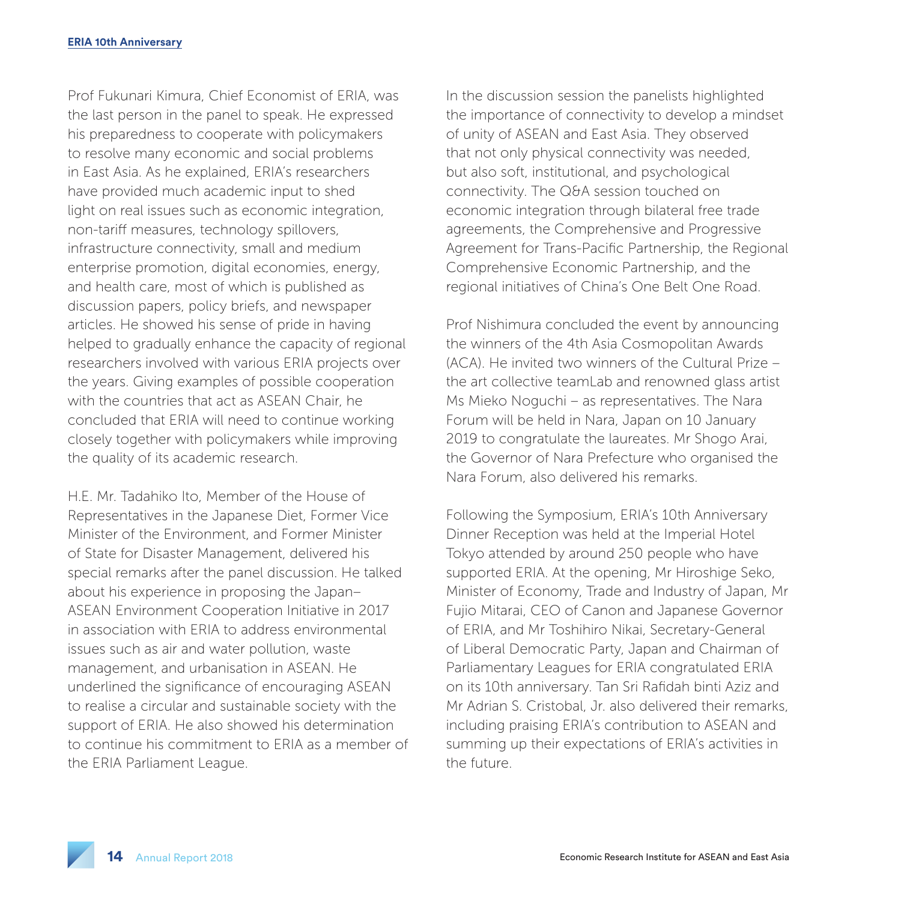Prof Fukunari Kimura, Chief Economist of ERIA, was the last person in the panel to speak. He expressed his preparedness to cooperate with policymakers to resolve many economic and social problems in East Asia. As he explained, ERIA's researchers have provided much academic input to shed light on real issues such as economic integration, non-tariff measures, technology spillovers, infrastructure connectivity, small and medium enterprise promotion, digital economies, energy, and health care, most of which is published as discussion papers, policy briefs, and newspaper articles. He showed his sense of pride in having helped to gradually enhance the capacity of regional researchers involved with various ERIA projects over the years. Giving examples of possible cooperation with the countries that act as ASEAN Chair, he concluded that ERIA will need to continue working closely together with policymakers while improving the quality of its academic research.

H.E. Mr. Tadahiko Ito, Member of the House of Representatives in the Japanese Diet, Former Vice Minister of the Environment, and Former Minister of State for Disaster Management, delivered his special remarks after the panel discussion. He talked about his experience in proposing the Japan–ASEAN Environment Cooperation Initiative in 2017 in association with ERIA to address environmental issues such as air and water pollution, waste management, and urbanisation in ASEAN. He underlined the significance of encouraging ASEAN to realise a circular and sustainable society with the support of ERIA. He also showed his determination to continue his commitment to ERIA as a member of the ERIA Parliament League.

In the discussion session the panelists highlighted the importance of connectivity to develop a mindset of unity of ASEAN and East Asia. They observed that not only physical connectivity was needed, but also soft, institutional, and psychological connectivity. The Q&A session touched on economic integration through bilateral free trade agreements, the Comprehensive and Progressive Agreement for Trans-Pacific Partnership, the Regional Comprehensive Economic Partnership, and the regional initiatives of China's One Belt One Road.

Prof Nishimura concluded the event by announcing the winners of the 4th Asia Cosmopolitan Awards (ACA). He invited two winners of the Cultural Prize – the art collective teamLab and renowned glass artist Ms Mieko Noguchi – as representatives. The Nara Forum will be held in Nara, Japan on 10 January 2019 to congratulate the laureates. Mr Shogo Arai, the Governor of Nara Prefecture who organised the Nara Forum, also delivered his remarks.

Following the Symposium, ERIA's 10th Anniversary Dinner Reception was held at the Imperial Hotel Tokyo attended by around 250 people who have supported ERIA. At the opening, Mr Hiroshige Seko, Minister of Economy, Trade and Industry of Japan, Mr Fujio Mitarai, CEO of Canon and Japanese Governor of ERIA, and Mr Toshihiro Nikai, Secretary-General of Liberal Democratic Party, Japan and Chairman of Parliamentary Leagues for ERIA congratulated ERIA on its 10th anniversary. Tan Sri Rafidah binti Aziz and Mr Adrian S. Cristobal, Jr. also delivered their remarks, including praising ERIA's contribution to ASEAN and summing up their expectations of ERIA's activities in the future.